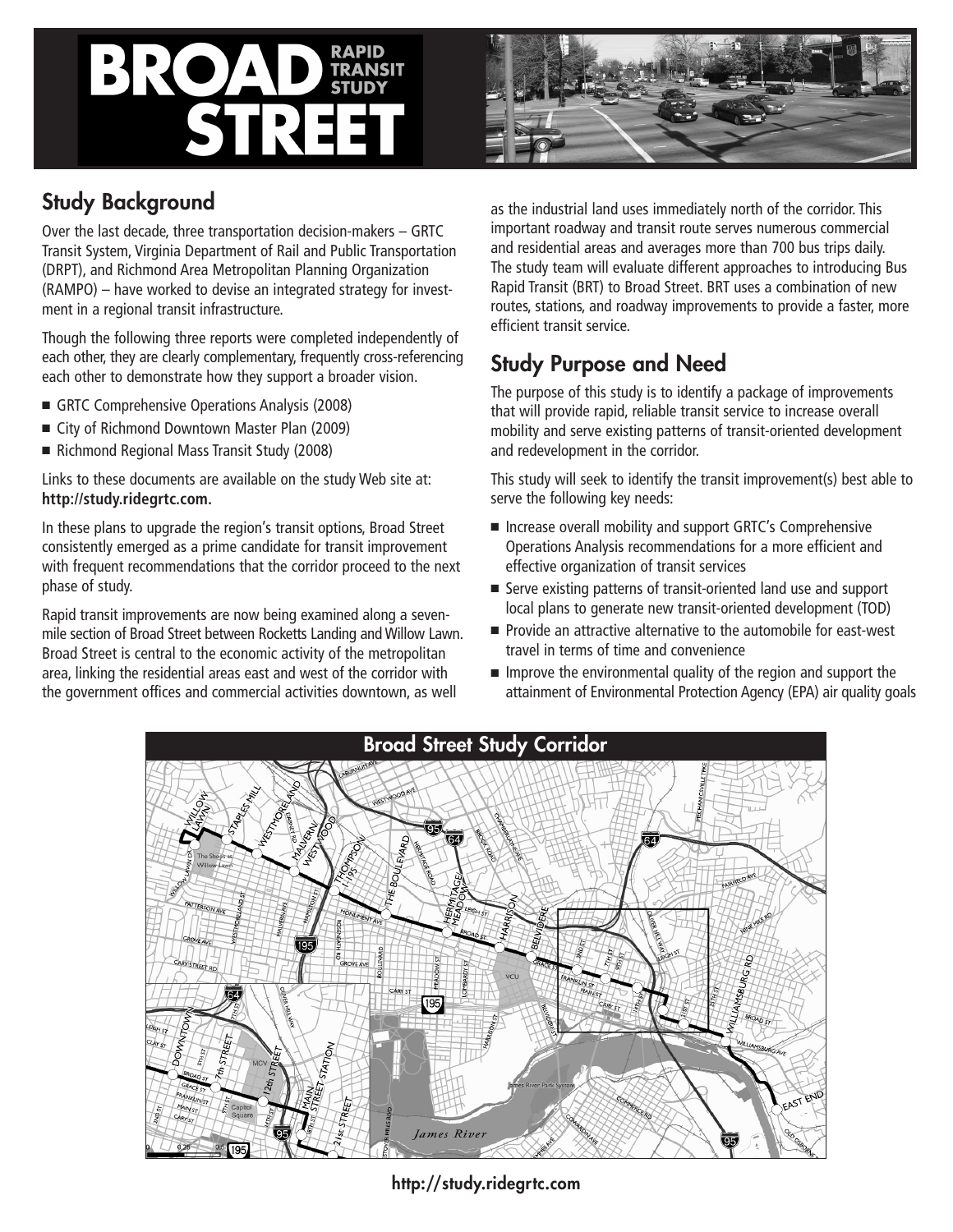# BROAD STREET RAPID TRANSIT STUDY

## Study Background

Over the last decade, three transportation decision-makers – GRTC Transit System, Virginia Department of Rail and Public Transportation (DRPT), and Richmond Area Metropolitan Planning Organization (RAMPO) – have worked to devise an integrated strategy for investment in a regional transit infrastructure.

Though the following three reports were completed independently of each other, they are clearly complementary, frequently cross-referencing each other to demonstrate how they support a broader vision.

- GRTC Comprehensive Operations Analysis (2008)
- City of Richmond Downtown Master Plan (2009)
- Richmond Regional Mass Transit Study (2008)

Links to these documents are available on the study Web site at: **http://study.ridegrtc.com.**

In these plans to upgrade the region's transit options, Broad Street consistently emerged as a prime candidate for transit improvement with frequent recommendations that the corridor proceed to the next phase of study.

Rapid transit improvements are now being examined along a seven-mile section of Broad Street between Rocketts Landing and Willow Lawn. Broad Street is central to the economic activity of the metropolitan area, linking the residential areas east and west of the corridor with the government offices and commercial activities downtown, as well as the industrial land uses immediately north of the corridor. This important roadway and transit route serves numerous commercial and residential areas and averages more than 700 bus trips daily. The study team will evaluate different approaches to introducing Bus Rapid Transit (BRT) to Broad Street. BRT uses a combination of new routes, stations, and roadway improvements to provide a faster, more efficient transit service.

## Study Purpose and Need

The purpose of this study is to identify a package of improvements that will provide rapid, reliable transit service to increase overall mobility and serve existing patterns of transit-oriented development and redevelopment in the corridor.

This study will seek to identify the transit improvement(s) best able to serve the following key needs:

- Increase overall mobility and support GRTC's Comprehensive Operations Analysis recommendations for a more efficient and effective organization of transit services
- Serve existing patterns of transit-oriented land use and support local plans to generate new transit-oriented development (TOD)
- Provide an attractive alternative to the automobile for east-west travel in terms of time and convenience
- Improve the environmental quality of the region and support the attainment of Environmental Protection Agency (EPA) air quality goals

## Broad Street Study Corridor

http://study.ridegrtc.com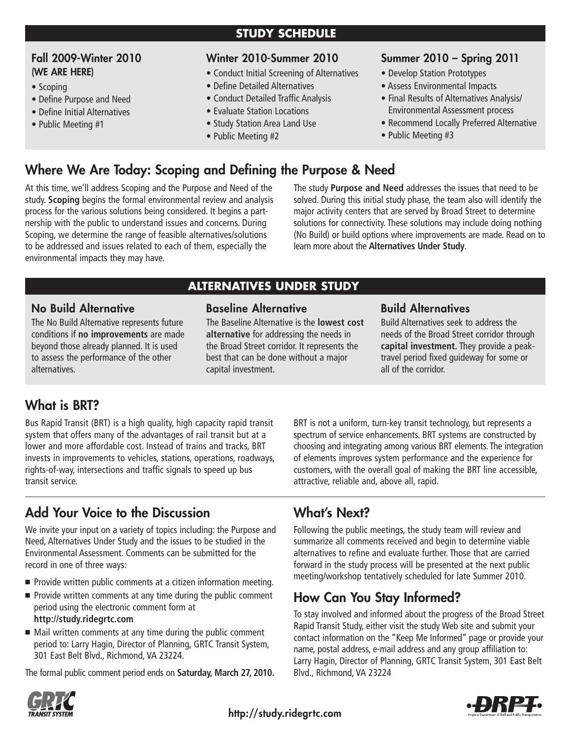## STUDY SCHEDULE

### Fall 2009-Winter 2010
**(WE ARE HERE)**

- Scoping
- Define Purpose and Need
- Define Initial Alternatives
- Public Meeting #1

### Winter 2010-Summer 2010

- Conduct Initial Screening of Alternatives
- Define Detailed Alternatives
- Conduct Detailed Traffic Analysis
- Evaluate Station Locations
- Study Station Area Land Use
- Public Meeting #2

### Summer 2010 – Spring 2011

- Develop Station Prototypes
- Assess Environmental Impacts
- Final Results of Alternatives Analysis/ Environmental Assessment process
- Recommend Locally Preferred Alternative
- Public Meeting #3

## Where We Are Today: Scoping and Defining the Purpose & Need

At this time, we'll address Scoping and the Purpose and Need of the study. **Scoping** begins the formal environmental review and analysis process for the various solutions being considered. It begins a partnership with the public to understand issues and concerns. During Scoping, we determine the range of feasible alternatives/solutions to be addressed and issues related to each of them, especially the environmental impacts they may have.

The study **Purpose and Need** addresses the issues that need to be solved. During this initial study phase, the team also will identify the major activity centers that are served by Broad Street to determine solutions for connectivity. These solutions may include doing nothing (No Build) or build options where improvements are made. Read on to learn more about the **Alternatives Under Study**.

## ALTERNATIVES UNDER STUDY

### No Build Alternative

The No Build Alternative represents future conditions if **no improvements** are made beyond those already planned. It is used to assess the performance of the other alternatives.

### Baseline Alternative

The Baseline Alternative is the **lowest cost alternative** for addressing the needs in the Broad Street corridor. It represents the best that can be done without a major capital investment.

### Build Alternatives

Build Alternatives seek to address the needs of the Broad Street corridor through **capital investment.** They provide a peak-travel period fixed guideway for some or all of the corridor.

## What is BRT?

Bus Rapid Transit (BRT) is a high quality, high capacity rapid transit system that offers many of the advantages of rail transit but at a lower and more affordable cost. Instead of trains and tracks, BRT invests in improvements to vehicles, stations, operations, roadways, rights-of-way, intersections and traffic signals to speed up bus transit service.

BRT is not a uniform, turn-key transit technology, but represents a spectrum of service enhancements. BRT systems are constructed by choosing and integrating among various BRT elements. The integration of elements improves system performance and the experience for customers, with the overall goal of making the BRT line accessible, attractive, reliable and, above all, rapid.

## Add Your Voice to the Discussion

We invite your input on a variety of topics including: the Purpose and Need, Alternatives Under Study and the issues to be studied in the Environmental Assessment. Comments can be submitted for the record in one of three ways:

- Provide written public comments at a citizen information meeting.
- Provide written comments at any time during the public comment period using the electronic comment form at **http://study.ridegrtc.com**
- Mail written comments at any time during the public comment period to: Larry Hagin, Director of Planning, GRTC Transit System, 301 East Belt Blvd., Richmond, VA 23224.

The formal public comment period ends on **Saturday, March 27, 2010.**

## What's Next?

Following the public meetings, the study team will review and summarize all comments received and begin to determine viable alternatives to refine and evaluate further. Those that are carried forward in the study process will be presented at the next public meeting/workshop tentatively scheduled for late Summer 2010.

## How Can You Stay Informed?

To stay involved and informed about the progress of the Broad Street Rapid Transit Study, either visit the study Web site and submit your contact information on the "Keep Me Informed" page or provide your name, postal address, e-mail address and any group affiliation to: Larry Hagin, Director of Planning, GRTC Transit System, 301 East Belt Blvd., Richmond, VA 23224

GRTC TRANSIT SYSTEM

**http://study.ridegrtc.com**

DRPT Virginia Department of Rail and Public Transportation